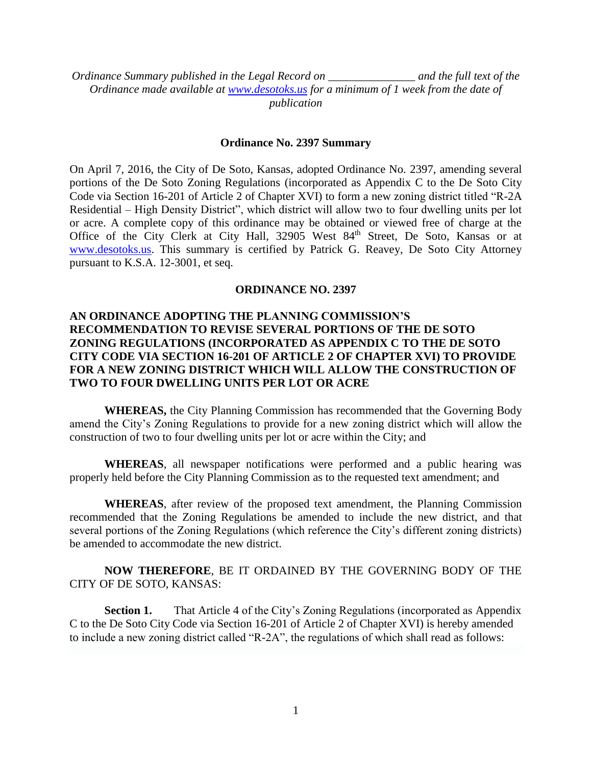*Ordinance Summary published in the Legal Record on _______________ and the full text of the Ordinance made available at [www.desotoks.us](www.desotoks.us) for a minimum of 1 week from the date of publication*

**Ordinance No. 2397 Summary**

On April 7, 2016, the City of De Soto, Kansas, adopted Ordinance No. 2397, amending several portions of the De Soto Zoning Regulations (incorporated as Appendix C to the De Soto City Code via Section 16-201 of Article 2 of Chapter XVI) to form a new zoning district titled "R-2A Residential – High Density District", which district will allow two to four dwelling units per lot or acre. A complete copy of this ordinance may be obtained or viewed free of charge at the Office of the City Clerk at City Hall, 32905 West 84th Street, De Soto, Kansas or at [www.desotoks.us](www.desotoks.us). This summary is certified by Patrick G. Reavey, De Soto City Attorney pursuant to K.S.A. 12-3001, et seq.

**ORDINANCE NO. 2397**

**AN ORDINANCE ADOPTING THE PLANNING COMMISSION'S RECOMMENDATION TO REVISE SEVERAL PORTIONS OF THE DE SOTO ZONING REGULATIONS (INCORPORATED AS APPENDIX C TO THE DE SOTO CITY CODE VIA SECTION 16-201 OF ARTICLE 2 OF CHAPTER XVI) TO PROVIDE FOR A NEW ZONING DISTRICT WHICH WILL ALLOW THE CONSTRUCTION OF TWO TO FOUR DWELLING UNITS PER LOT OR ACRE**

**WHEREAS,** the City Planning Commission has recommended that the Governing Body amend the City's Zoning Regulations to provide for a new zoning district which will allow the construction of two to four dwelling units per lot or acre within the City; and

**WHEREAS**, all newspaper notifications were performed and a public hearing was properly held before the City Planning Commission as to the requested text amendment; and

**WHEREAS**, after review of the proposed text amendment, the Planning Commission recommended that the Zoning Regulations be amended to include the new district, and that several portions of the Zoning Regulations (which reference the City's different zoning districts) be amended to accommodate the new district.

**NOW THEREFORE**, BE IT ORDAINED BY THE GOVERNING BODY OF THE CITY OF DE SOTO, KANSAS:

**Section 1.** That Article 4 of the City's Zoning Regulations (incorporated as Appendix C to the De Soto City Code via Section 16-201 of Article 2 of Chapter XVI) is hereby amended to include a new zoning district called "R-2A", the regulations of which shall read as follows: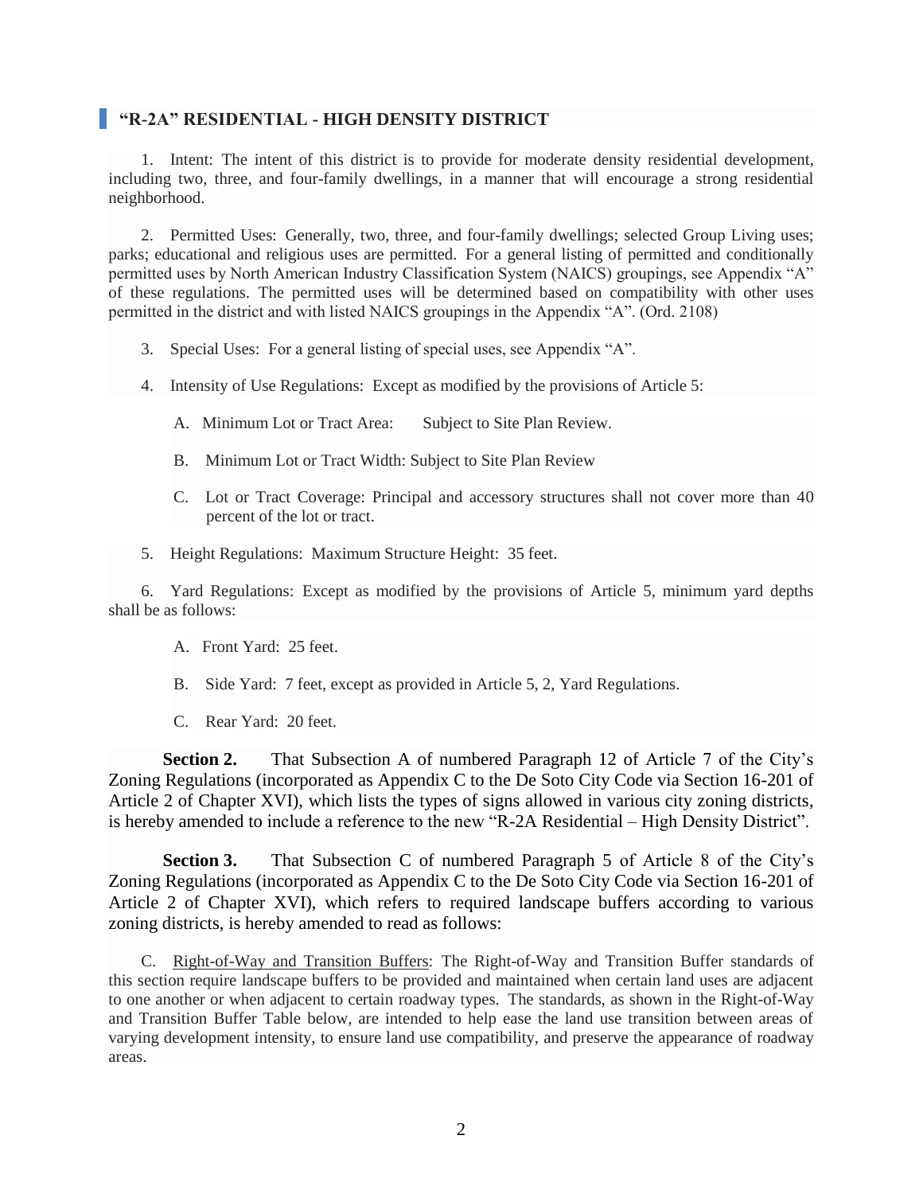## "R-2A" RESIDENTIAL - HIGH DENSITY DISTRICT

1. Intent: The intent of this district is to provide for moderate density residential development, including two, three, and four-family dwellings, in a manner that will encourage a strong residential neighborhood.

2. Permitted Uses: Generally, two, three, and four-family dwellings; selected Group Living uses; parks; educational and religious uses are permitted. For a general listing of permitted and conditionally permitted uses by North American Industry Classification System (NAICS) groupings, see Appendix "A" of these regulations. The permitted uses will be determined based on compatibility with other uses permitted in the district and with listed NAICS groupings in the Appendix "A". (Ord. 2108)

3. Special Uses: For a general listing of special uses, see Appendix "A".

4. Intensity of Use Regulations: Except as modified by the provisions of Article 5:

   A. Minimum Lot or Tract Area: Subject to Site Plan Review.

   B. Minimum Lot or Tract Width: Subject to Site Plan Review

   C. Lot or Tract Coverage: Principal and accessory structures shall not cover more than 40 percent of the lot or tract.

5. Height Regulations: Maximum Structure Height: 35 feet.

6. Yard Regulations: Except as modified by the provisions of Article 5, minimum yard depths shall be as follows:

   A. Front Yard: 25 feet.

   B. Side Yard: 7 feet, except as provided in Article 5, 2, Yard Regulations.

   C. Rear Yard: 20 feet.

**Section 2.** That Subsection A of numbered Paragraph 12 of Article 7 of the City's Zoning Regulations (incorporated as Appendix C to the De Soto City Code via Section 16-201 of Article 2 of Chapter XVI), which lists the types of signs allowed in various city zoning districts, is hereby amended to include a reference to the new "R-2A Residential – High Density District".

**Section 3.** That Subsection C of numbered Paragraph 5 of Article 8 of the City's Zoning Regulations (incorporated as Appendix C to the De Soto City Code via Section 16-201 of Article 2 of Chapter XVI), which refers to required landscape buffers according to various zoning districts, is hereby amended to read as follows:

C. Right-of-Way and Transition Buffers: The Right-of-Way and Transition Buffer standards of this section require landscape buffers to be provided and maintained when certain land uses are adjacent to one another or when adjacent to certain roadway types. The standards, as shown in the Right-of-Way and Transition Buffer Table below, are intended to help ease the land use transition between areas of varying development intensity, to ensure land use compatibility, and preserve the appearance of roadway areas.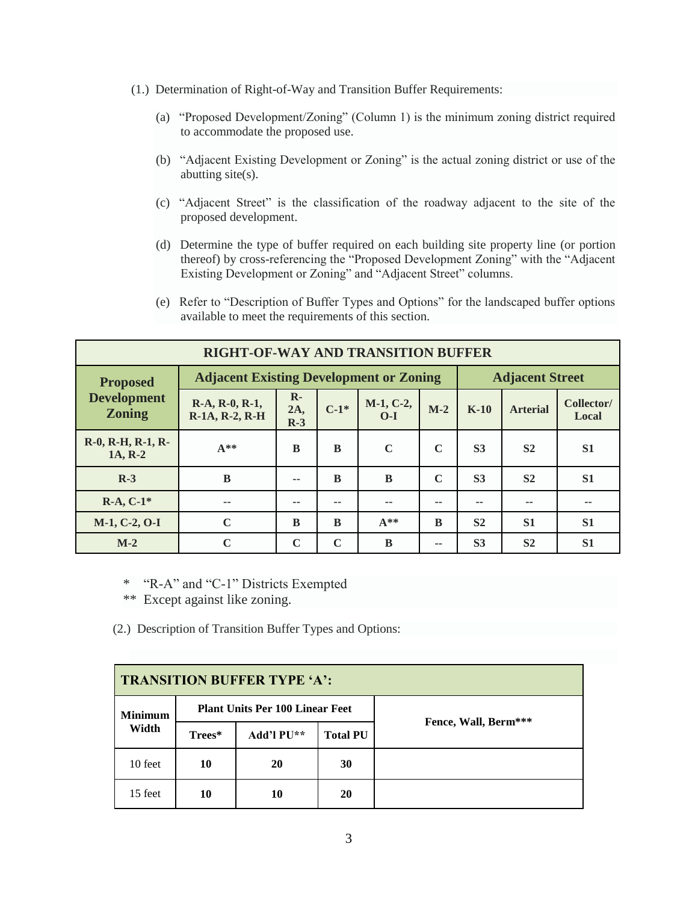(1.) Determination of Right-of-Way and Transition Buffer Requirements:

(a) "Proposed Development/Zoning" (Column 1) is the minimum zoning district required to accommodate the proposed use.

(b) "Adjacent Existing Development or Zoning" is the actual zoning district or use of the abutting site(s).

(c) "Adjacent Street" is the classification of the roadway adjacent to the site of the proposed development.

(d) Determine the type of buffer required on each building site property line (or portion thereof) by cross-referencing the "Proposed Development Zoning" with the "Adjacent Existing Development or Zoning" and "Adjacent Street" columns.

(e) Refer to "Description of Buffer Types and Options" for the landscaped buffer options available to meet the requirements of this section.

| RIGHT-OF-WAY AND TRANSITION BUFFER | | | | | | | | |
|---|---|---|---|---|---|---|---|---|
| **Proposed Development Zoning** | **Adjacent Existing Development or Zoning** | | | | | **Adjacent Street** | | |
| | **R-A, R-0, R-1, R-1A, R-2, R-H** | **R-2A, R-3** | **C-1*** | **M-1, C-2, O-I** | **M-2** | **K-10** | **Arterial** | **Collector/ Local** |
| **R-0, R-H, R-1, R-1A, R-2** | **A**** | **B** | **B** | **C** | **C** | **S3** | **S2** | **S1** |
| **R-3** | **B** | -- | **B** | **B** | **C** | **S3** | **S2** | **S1** |
| **R-A, C-1*** | -- | -- | -- | -- | -- | -- | -- | -- |
| **M-1, C-2, O-I** | **C** | **B** | **B** | **A**** | **B** | **S2** | **S1** | **S1** |
| **M-2** | **C** | **C** | **C** | **B** | -- | **S3** | **S2** | **S1** |

\* "R-A" and "C-1" Districts Exempted

** Except against like zoning.

(2.) Description of Transition Buffer Types and Options:

| TRANSITION BUFFER TYPE 'A': | | | | |
|---|---|---|---|---|
| **Minimum Width** | **Plant Units Per 100 Linear Feet** | | | **Fence, Wall, Berm***** |
| | **Trees*** | **Add'l PU**** | **Total PU** | |
| 10 feet | **10** | **20** | **30** | |
| 15 feet | **10** | **10** | **20** | |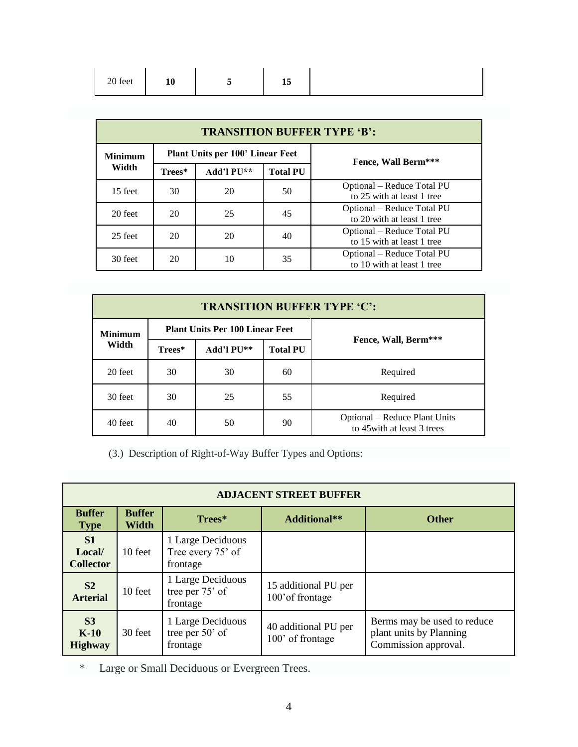| 20 feet | 10 | 5 | 15 | |
|---|---|---|---|---|

| TRANSITION BUFFER TYPE 'B': | | | | |
|---|---|---|---|---|
| **Minimum Width** | **Plant Units per 100' Linear Feet** | | | **Fence, Wall Berm*** ** |
| | **Trees*** | **Add'l PU**** | **Total PU** | |
| 15 feet | 30 | 20 | 50 | Optional – Reduce Total PU to 25 with at least 1 tree |
| 20 feet | 20 | 25 | 45 | Optional – Reduce Total PU to 20 with at least 1 tree |
| 25 feet | 20 | 20 | 40 | Optional – Reduce Total PU to 15 with at least 1 tree |
| 30 feet | 20 | 10 | 35 | Optional – Reduce Total PU to 10 with at least 1 tree |

| TRANSITION BUFFER TYPE 'C': | | | | |
|---|---|---|---|---|
| **Minimum Width** | **Plant Units Per 100 Linear Feet** | | | **Fence, Wall, Berm*** ** |
| | **Trees*** | **Add'l PU**** | **Total PU** | |
| 20 feet | 30 | 30 | 60 | Required |
| 30 feet | 30 | 25 | 55 | Required |
| 40 feet | 40 | 50 | 90 | Optional – Reduce Plant Units to 45with at least 3 trees |

(3.) Description of Right-of-Way Buffer Types and Options:

| ADJACENT STREET BUFFER | | | | |
|---|---|---|---|---|
| **Buffer Type** | **Buffer Width** | **Trees*** | **Additional**** | **Other** |
| **S1 Local/ Collector** | 10 feet | 1 Large Deciduous Tree every 75' of frontage | | |
| **S2 Arterial** | 10 feet | 1 Large Deciduous tree per 75' of frontage | 15 additional PU per 100'of frontage | |
| **S3 K-10 Highway** | 30 feet | 1 Large Deciduous tree per 50' of frontage | 40 additional PU per 100' of frontage | Berms may be used to reduce plant units by Planning Commission approval. |

\* Large or Small Deciduous or Evergreen Trees.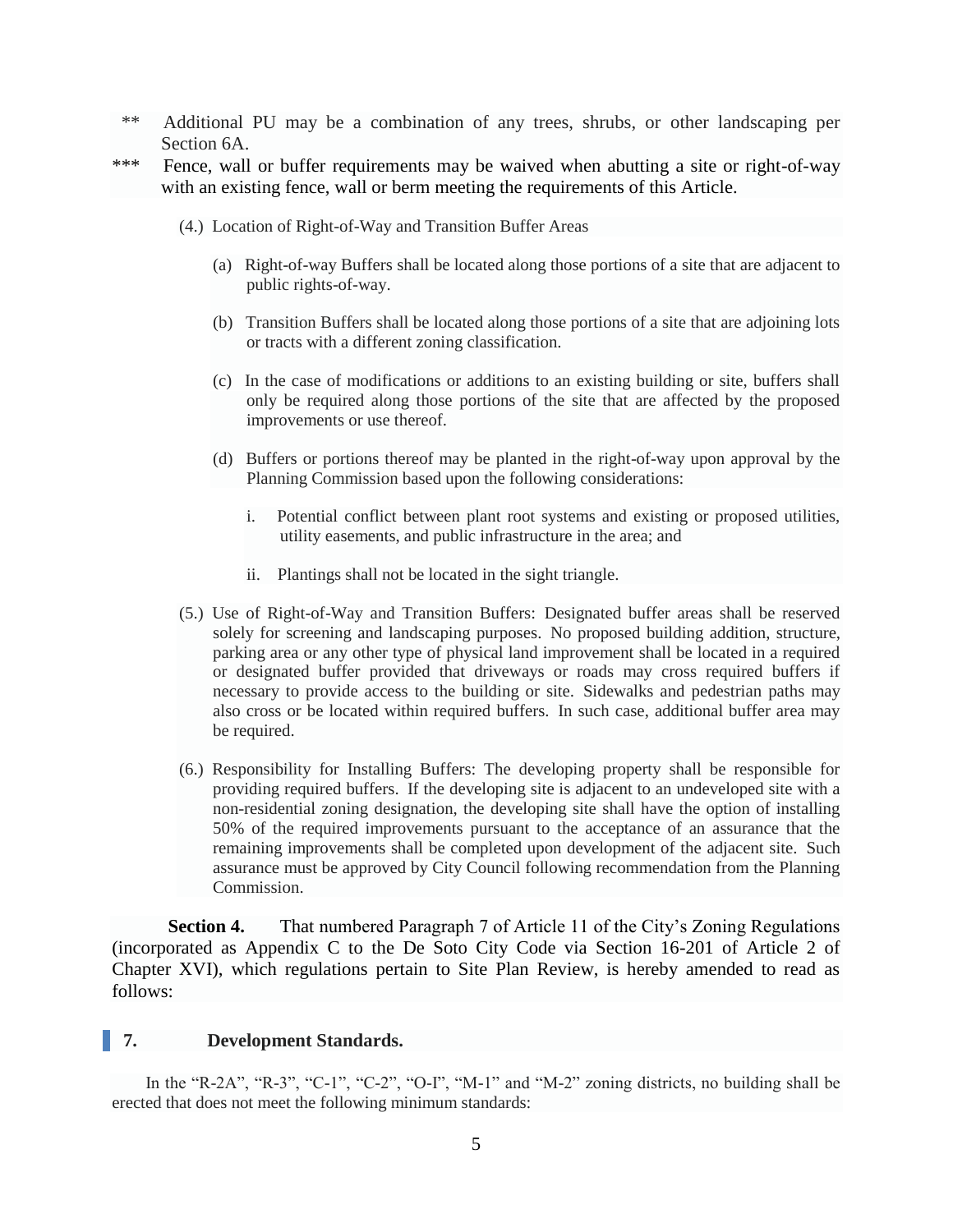** Additional PU may be a combination of any trees, shrubs, or other landscaping per Section 6A.

*** Fence, wall or buffer requirements may be waived when abutting a site or right-of-way with an existing fence, wall or berm meeting the requirements of this Article.

(4.) Location of Right-of-Way and Transition Buffer Areas

(a) Right-of-way Buffers shall be located along those portions of a site that are adjacent to public rights-of-way.

(b) Transition Buffers shall be located along those portions of a site that are adjoining lots or tracts with a different zoning classification.

(c) In the case of modifications or additions to an existing building or site, buffers shall only be required along those portions of the site that are affected by the proposed improvements or use thereof.

(d) Buffers or portions thereof may be planted in the right-of-way upon approval by the Planning Commission based upon the following considerations:

i. Potential conflict between plant root systems and existing or proposed utilities, utility easements, and public infrastructure in the area; and

ii. Plantings shall not be located in the sight triangle.

(5.) Use of Right-of-Way and Transition Buffers: Designated buffer areas shall be reserved solely for screening and landscaping purposes. No proposed building addition, structure, parking area or any other type of physical land improvement shall be located in a required or designated buffer provided that driveways or roads may cross required buffers if necessary to provide access to the building or site. Sidewalks and pedestrian paths may also cross or be located within required buffers. In such case, additional buffer area may be required.

(6.) Responsibility for Installing Buffers: The developing property shall be responsible for providing required buffers. If the developing site is adjacent to an undeveloped site with a non-residential zoning designation, the developing site shall have the option of installing 50% of the required improvements pursuant to the acceptance of an assurance that the remaining improvements shall be completed upon development of the adjacent site. Such assurance must be approved by City Council following recommendation from the Planning Commission.

**Section 4.** That numbered Paragraph 7 of Article 11 of the City's Zoning Regulations (incorporated as Appendix C to the De Soto City Code via Section 16-201 of Article 2 of Chapter XVI), which regulations pertain to Site Plan Review, is hereby amended to read as follows:

**7. Development Standards.**

In the "R-2A", "R-3", "C-1", "C-2", "O-I", "M-1" and "M-2" zoning districts, no building shall be erected that does not meet the following minimum standards: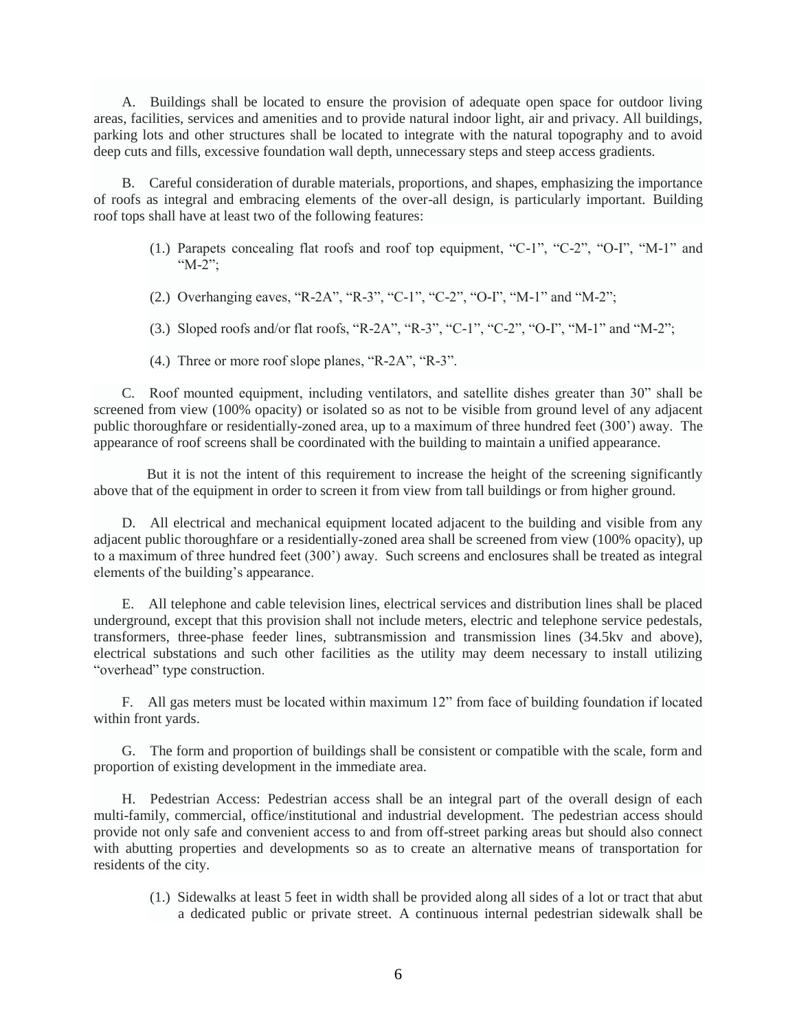A. Buildings shall be located to ensure the provision of adequate open space for outdoor living areas, facilities, services and amenities and to provide natural indoor light, air and privacy. All buildings, parking lots and other structures shall be located to integrate with the natural topography and to avoid deep cuts and fills, excessive foundation wall depth, unnecessary steps and steep access gradients.

B. Careful consideration of durable materials, proportions, and shapes, emphasizing the importance of roofs as integral and embracing elements of the over-all design, is particularly important. Building roof tops shall have at least two of the following features:

(1.) Parapets concealing flat roofs and roof top equipment, "C-1", "C-2", "O-I", "M-1" and "M-2";

(2.) Overhanging eaves, "R-2A", "R-3", "C-1", "C-2", "O-I", "M-1" and "M-2";

(3.) Sloped roofs and/or flat roofs, "R-2A", "R-3", "C-1", "C-2", "O-I", "M-1" and "M-2";

(4.) Three or more roof slope planes, "R-2A", "R-3".

C. Roof mounted equipment, including ventilators, and satellite dishes greater than 30" shall be screened from view (100% opacity) or isolated so as not to be visible from ground level of any adjacent public thoroughfare or residentially-zoned area, up to a maximum of three hundred feet (300') away. The appearance of roof screens shall be coordinated with the building to maintain a unified appearance.

But it is not the intent of this requirement to increase the height of the screening significantly above that of the equipment in order to screen it from view from tall buildings or from higher ground.

D. All electrical and mechanical equipment located adjacent to the building and visible from any adjacent public thoroughfare or a residentially-zoned area shall be screened from view (100% opacity), up to a maximum of three hundred feet (300') away. Such screens and enclosures shall be treated as integral elements of the building's appearance.

E. All telephone and cable television lines, electrical services and distribution lines shall be placed underground, except that this provision shall not include meters, electric and telephone service pedestals, transformers, three-phase feeder lines, subtransmission and transmission lines (34.5kv and above), electrical substations and such other facilities as the utility may deem necessary to install utilizing "overhead" type construction.

F. All gas meters must be located within maximum 12" from face of building foundation if located within front yards.

G. The form and proportion of buildings shall be consistent or compatible with the scale, form and proportion of existing development in the immediate area.

H. Pedestrian Access: Pedestrian access shall be an integral part of the overall design of each multi-family, commercial, office/institutional and industrial development. The pedestrian access should provide not only safe and convenient access to and from off-street parking areas but should also connect with abutting properties and developments so as to create an alternative means of transportation for residents of the city.

(1.) Sidewalks at least 5 feet in width shall be provided along all sides of a lot or tract that abut a dedicated public or private street. A continuous internal pedestrian sidewalk shall be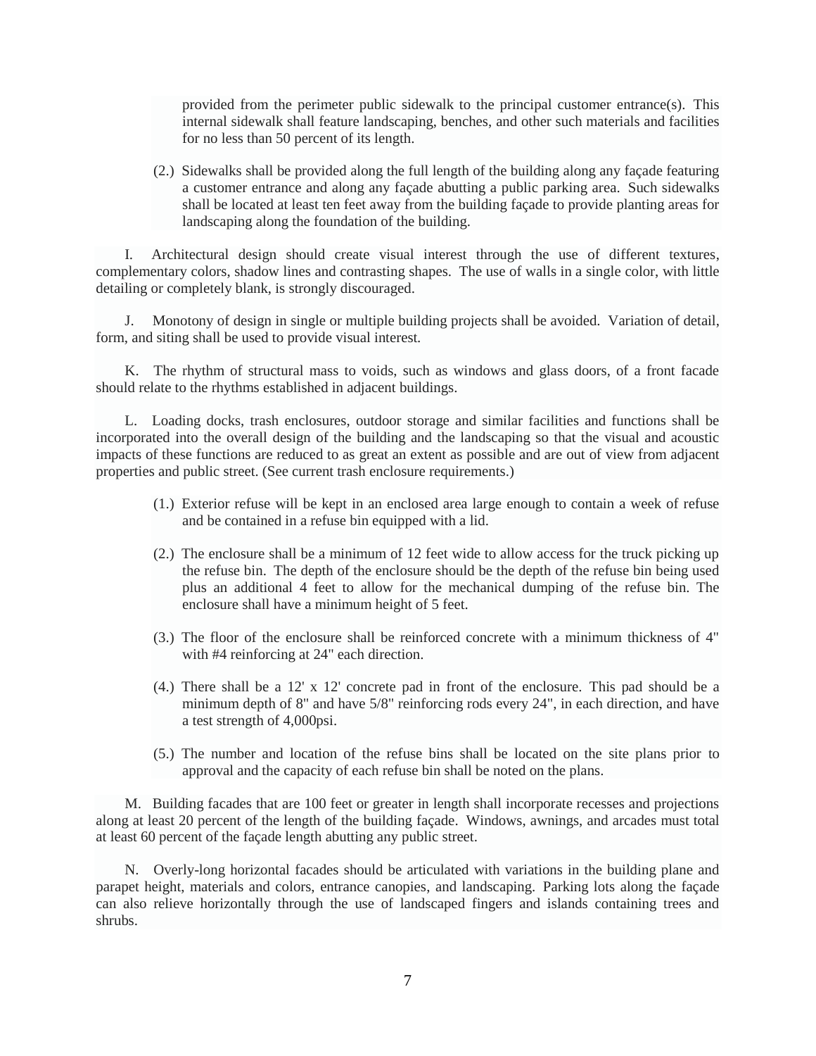provided from the perimeter public sidewalk to the principal customer entrance(s). This internal sidewalk shall feature landscaping, benches, and other such materials and facilities for no less than 50 percent of its length.

(2.) Sidewalks shall be provided along the full length of the building along any façade featuring a customer entrance and along any façade abutting a public parking area. Such sidewalks shall be located at least ten feet away from the building façade to provide planting areas for landscaping along the foundation of the building.

I. Architectural design should create visual interest through the use of different textures, complementary colors, shadow lines and contrasting shapes. The use of walls in a single color, with little detailing or completely blank, is strongly discouraged.

J. Monotony of design in single or multiple building projects shall be avoided. Variation of detail, form, and siting shall be used to provide visual interest.

K. The rhythm of structural mass to voids, such as windows and glass doors, of a front facade should relate to the rhythms established in adjacent buildings.

L. Loading docks, trash enclosures, outdoor storage and similar facilities and functions shall be incorporated into the overall design of the building and the landscaping so that the visual and acoustic impacts of these functions are reduced to as great an extent as possible and are out of view from adjacent properties and public street. (See current trash enclosure requirements.)

(1.) Exterior refuse will be kept in an enclosed area large enough to contain a week of refuse and be contained in a refuse bin equipped with a lid.

(2.) The enclosure shall be a minimum of 12 feet wide to allow access for the truck picking up the refuse bin. The depth of the enclosure should be the depth of the refuse bin being used plus an additional 4 feet to allow for the mechanical dumping of the refuse bin. The enclosure shall have a minimum height of 5 feet.

(3.) The floor of the enclosure shall be reinforced concrete with a minimum thickness of 4" with #4 reinforcing at 24" each direction.

(4.) There shall be a 12' x 12' concrete pad in front of the enclosure. This pad should be a minimum depth of 8" and have 5/8" reinforcing rods every 24", in each direction, and have a test strength of 4,000psi.

(5.) The number and location of the refuse bins shall be located on the site plans prior to approval and the capacity of each refuse bin shall be noted on the plans.

M. Building facades that are 100 feet or greater in length shall incorporate recesses and projections along at least 20 percent of the length of the building façade. Windows, awnings, and arcades must total at least 60 percent of the façade length abutting any public street.

N. Overly-long horizontal facades should be articulated with variations in the building plane and parapet height, materials and colors, entrance canopies, and landscaping. Parking lots along the façade can also relieve horizontally through the use of landscaped fingers and islands containing trees and shrubs.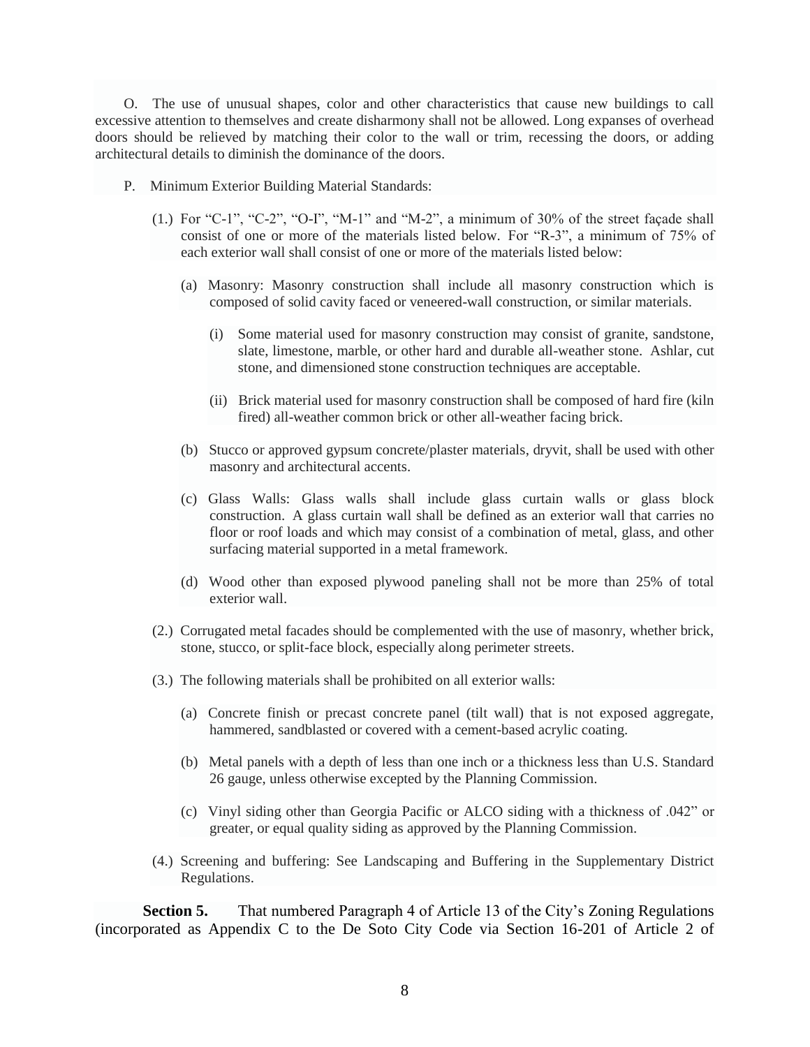O. The use of unusual shapes, color and other characteristics that cause new buildings to call excessive attention to themselves and create disharmony shall not be allowed. Long expanses of overhead doors should be relieved by matching their color to the wall or trim, recessing the doors, or adding architectural details to diminish the dominance of the doors.

P. Minimum Exterior Building Material Standards:

(1.) For "C-1", "C-2", "O-I", "M-1" and "M-2", a minimum of 30% of the street façade shall consist of one or more of the materials listed below. For "R-3", a minimum of 75% of each exterior wall shall consist of one or more of the materials listed below:

(a) Masonry: Masonry construction shall include all masonry construction which is composed of solid cavity faced or veneered-wall construction, or similar materials.

(i) Some material used for masonry construction may consist of granite, sandstone, slate, limestone, marble, or other hard and durable all-weather stone. Ashlar, cut stone, and dimensioned stone construction techniques are acceptable.

(ii) Brick material used for masonry construction shall be composed of hard fire (kiln fired) all-weather common brick or other all-weather facing brick.

(b) Stucco or approved gypsum concrete/plaster materials, dryvit, shall be used with other masonry and architectural accents.

(c) Glass Walls: Glass walls shall include glass curtain walls or glass block construction. A glass curtain wall shall be defined as an exterior wall that carries no floor or roof loads and which may consist of a combination of metal, glass, and other surfacing material supported in a metal framework.

(d) Wood other than exposed plywood paneling shall not be more than 25% of total exterior wall.

(2.) Corrugated metal facades should be complemented with the use of masonry, whether brick, stone, stucco, or split-face block, especially along perimeter streets.

(3.) The following materials shall be prohibited on all exterior walls:

(a) Concrete finish or precast concrete panel (tilt wall) that is not exposed aggregate, hammered, sandblasted or covered with a cement-based acrylic coating.

(b) Metal panels with a depth of less than one inch or a thickness less than U.S. Standard 26 gauge, unless otherwise excepted by the Planning Commission.

(c) Vinyl siding other than Georgia Pacific or ALCO siding with a thickness of .042" or greater, or equal quality siding as approved by the Planning Commission.

(4.) Screening and buffering: See Landscaping and Buffering in the Supplementary District Regulations.

**Section 5.** That numbered Paragraph 4 of Article 13 of the City's Zoning Regulations (incorporated as Appendix C to the De Soto City Code via Section 16-201 of Article 2 of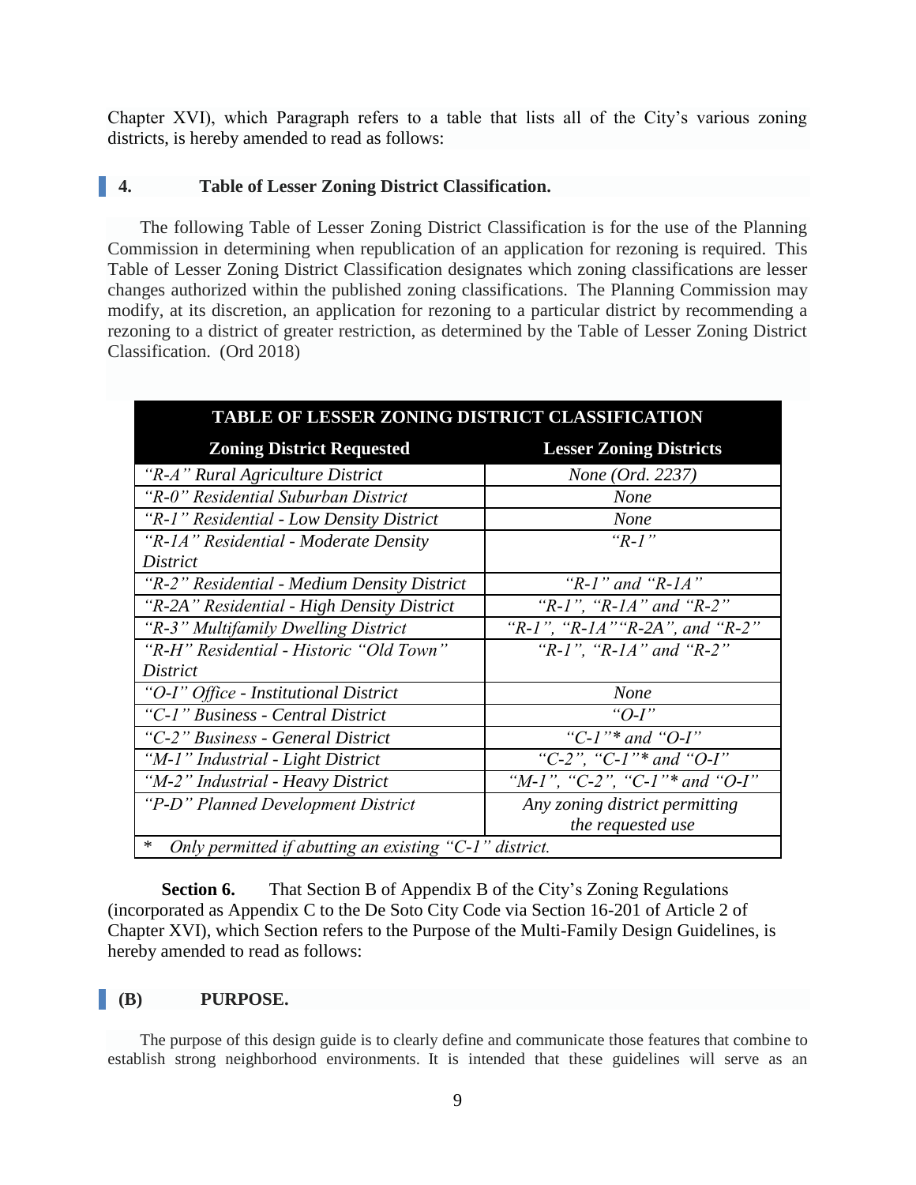Chapter XVI), which Paragraph refers to a table that lists all of the City's various zoning districts, is hereby amended to read as follows:

**4. Table of Lesser Zoning District Classification.**

The following Table of Lesser Zoning District Classification is for the use of the Planning Commission in determining when republication of an application for rezoning is required. This Table of Lesser Zoning District Classification designates which zoning classifications are lesser changes authorized within the published zoning classifications. The Planning Commission may modify, at its discretion, an application for rezoning to a particular district by recommending a rezoning to a district of greater restriction, as determined by the Table of Lesser Zoning District Classification. (Ord 2018)

| TABLE OF LESSER ZONING DISTRICT CLASSIFICATION | |
|---|---|
| **Zoning District Requested** | **Lesser Zoning Districts** |
| *"R-A" Rural Agriculture District* | *None (Ord. 2237)* |
| *"R-0" Residential Suburban District* | *None* |
| *"R-1" Residential - Low Density District* | *None* |
| *"R-1A" Residential - Moderate Density District* | *"R-1"* |
| *"R-2" Residential - Medium Density District* | *"R-1" and "R-1A"* |
| *"R-2A" Residential - High Density District* | *"R-1", "R-1A" and "R-2"* |
| *"R-3" Multifamily Dwelling District* | *"R-1", "R-1A""R-2A", and "R-2"* |
| *"R-H" Residential - Historic "Old Town" District* | *"R-1", "R-1A" and "R-2"* |
| *"O-I" Office - Institutional District* | *None* |
| *"C-1" Business - Central District* | *"O-I"* |
| *"C-2" Business - General District* | *"C-1"* and "O-I"* |
| *"M-1" Industrial - Light District* | *"C-2", "C-1"* and "O-I"* |
| *"M-2" Industrial - Heavy District* | *"M-1", "C-2", "C-1"* and "O-I"* |
| *"P-D" Planned Development District* | *Any zoning district permitting the requested use* |
| * *Only permitted if abutting an existing "C-1" district.* | |

**Section 6.** That Section B of Appendix B of the City's Zoning Regulations (incorporated as Appendix C to the De Soto City Code via Section 16-201 of Article 2 of Chapter XVI), which Section refers to the Purpose of the Multi-Family Design Guidelines, is hereby amended to read as follows:

**(B) PURPOSE.**

The purpose of this design guide is to clearly define and communicate those features that combine to establish strong neighborhood environments. It is intended that these guidelines will serve as an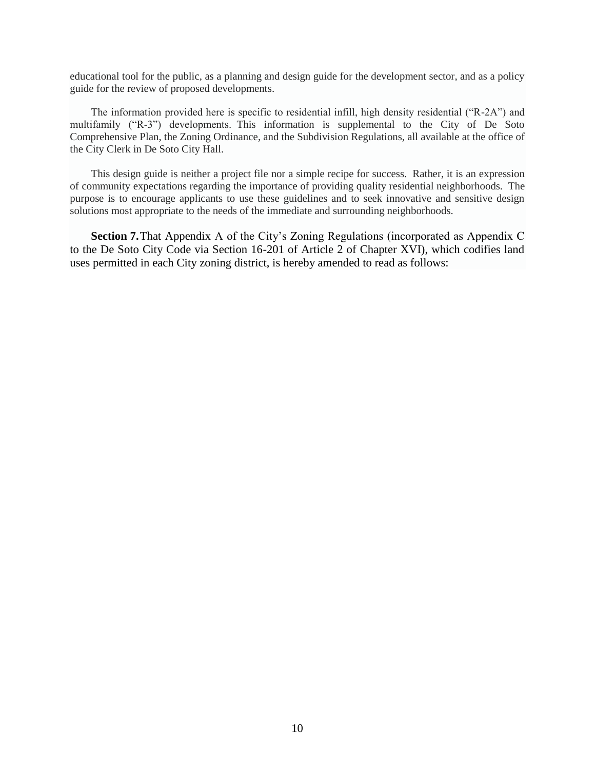educational tool for the public, as a planning and design guide for the development sector, and as a policy guide for the review of proposed developments.

The information provided here is specific to residential infill, high density residential ("R-2A") and multifamily ("R-3") developments. This information is supplemental to the City of De Soto Comprehensive Plan, the Zoning Ordinance, and the Subdivision Regulations, all available at the office of the City Clerk in De Soto City Hall.

This design guide is neither a project file nor a simple recipe for success. Rather, it is an expression of community expectations regarding the importance of providing quality residential neighborhoods. The purpose is to encourage applicants to use these guidelines and to seek innovative and sensitive design solutions most appropriate to the needs of the immediate and surrounding neighborhoods.

**Section 7.** That Appendix A of the City's Zoning Regulations (incorporated as Appendix C to the De Soto City Code via Section 16-201 of Article 2 of Chapter XVI), which codifies land uses permitted in each City zoning district, is hereby amended to read as follows: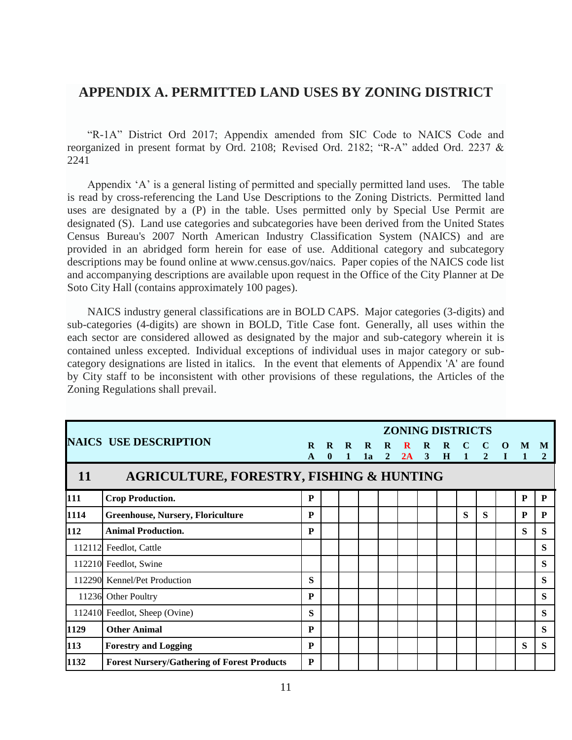# APPENDIX A. PERMITTED LAND USES BY ZONING DISTRICT

"R-1A" District Ord 2017; Appendix amended from SIC Code to NAICS Code and reorganized in present format by Ord. 2108; Revised Ord. 2182; "R-A" added Ord. 2237 & 2241

Appendix 'A' is a general listing of permitted and specially permitted land uses. The table is read by cross-referencing the Land Use Descriptions to the Zoning Districts. Permitted land uses are designated by a (P) in the table. Uses permitted only by Special Use Permit are designated (S). Land use categories and subcategories have been derived from the United States Census Bureau's 2007 North American Industry Classification System (NAICS) and are provided in an abridged form herein for ease of use. Additional category and subcategory descriptions may be found online at www.census.gov/naics. Paper copies of the NAICS code list and accompanying descriptions are available upon request in the Office of the City Planner at De Soto City Hall (contains approximately 100 pages).

NAICS industry general classifications are in BOLD CAPS. Major categories (3-digits) and sub-categories (4-digits) are shown in BOLD, Title Case font. Generally, all uses within the each sector are considered allowed as designated by the major and sub-category wherein it is contained unless excepted. Individual exceptions of individual uses in major category or sub-category designations are listed in italics. In the event that elements of Appendix 'A' are found by City staff to be inconsistent with other provisions of these regulations, the Articles of the Zoning Regulations shall prevail.

| NAICS | USE DESCRIPTION | ZONING DISTRICTS | | | | | | | | | | | | |
|---|---|---|---|---|---|---|---|---|---|---|---|---|---|---|
| | | RA | R0 | R1 | R1a | R2 | R2A | R3 | RH | C1 | C2 | OI | M1 | M2 |
| **11** | **AGRICULTURE, FORESTRY, FISHING & HUNTING** | | | | | | | | | | | | | |
| **111** | **Crop Production.** | P | | | | | | | | | | | P | P |
| **1114** | **Greenhouse, Nursery, Floriculture** | P | | | | | | | | S | S | | P | P |
| **112** | **Animal Production.** | P | | | | | | | | | | | S | S |
| 112112 | Feedlot, Cattle | | | | | | | | | | | | | S |
| 112210 | Feedlot, Swine | | | | | | | | | | | | | S |
| 112290 | Kennel/Pet Production | S | | | | | | | | | | | | S |
| 11236 | Other Poultry | P | | | | | | | | | | | | S |
| 112410 | Feedlot, Sheep (Ovine) | S | | | | | | | | | | | | S |
| **1129** | **Other Animal** | P | | | | | | | | | | | | S |
| **113** | **Forestry and Logging** | P | | | | | | | | | | | S | S |
| **1132** | **Forest Nursery/Gathering of Forest Products** | P | | | | | | | | | | | | |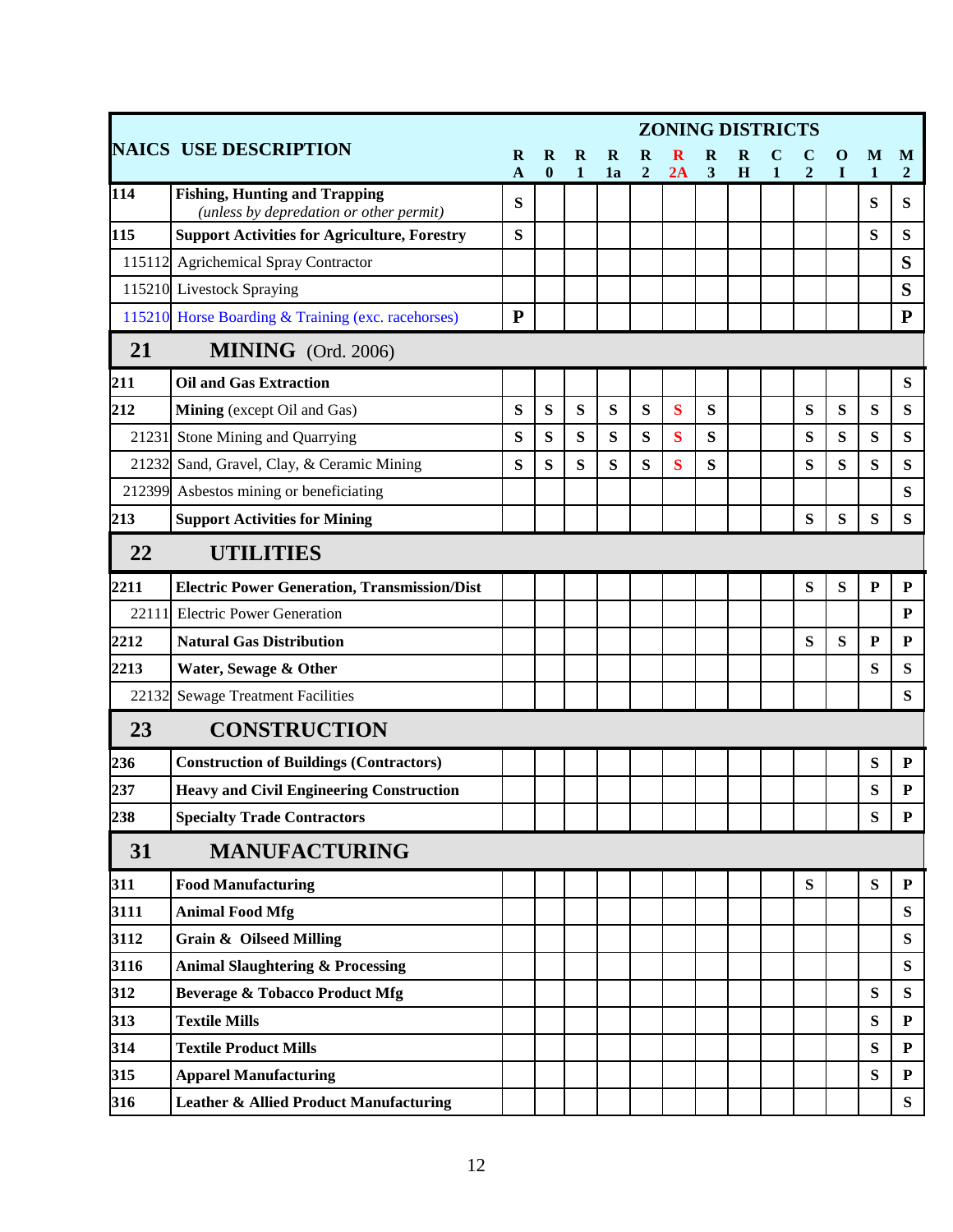| NAICS | USE DESCRIPTION | R A | R 0 | R 1 | R 1a | R 2 | R 2A | R 3 | R H | C 1 | C 2 | O I | M 1 | M 2 |
|---|---|---|---|---|---|---|---|---|---|---|---|---|---|---|
| | | ZONING DISTRICTS | | | | | | | | | | | | |
| **114** | **Fishing, Hunting and Trapping** *(unless by depredation or other permit)* | **S** | | | | | | | | | | | **S** | **S** |
| **115** | **Support Activities for Agriculture, Forestry** | **S** | | | | | | | | | | | **S** | **S** |
| 115112 | Agrichemical Spray Contractor | | | | | | | | | | | | | **S** |
| 115210 | Livestock Spraying | | | | | | | | | | | | | **S** |
| 115210 | Horse Boarding & Training (exc. racehorses) | **P** | | | | | | | | | | | | **P** |
| **21** | **MINING** (Ord. 2006) | | | | | | | | | | | | | |
| **211** | **Oil and Gas Extraction** | | | | | | | | | | | | | **S** |
| **212** | **Mining** (except Oil and Gas) | **S** | **S** | **S** | **S** | **S** | **S** | **S** | | | **S** | **S** | **S** | **S** |
| 21231 | Stone Mining and Quarrying | **S** | **S** | **S** | **S** | **S** | **S** | **S** | | | **S** | **S** | **S** | **S** |
| 21232 | Sand, Gravel, Clay, & Ceramic Mining | **S** | **S** | **S** | **S** | **S** | **S** | **S** | | | **S** | **S** | **S** | **S** |
| 212399 | Asbestos mining or beneficiating | | | | | | | | | | | | | **S** |
| **213** | **Support Activities for Mining** | | | | | | | | | | **S** | **S** | **S** | **S** |
| **22** | **UTILITIES** | | | | | | | | | | | | | |
| **2211** | **Electric Power Generation, Transmission/Dist** | | | | | | | | | | **S** | **S** | **P** | **P** |
| 22111 | Electric Power Generation | | | | | | | | | | | | | **P** |
| **2212** | **Natural Gas Distribution** | | | | | | | | | | **S** | **S** | **P** | **P** |
| **2213** | **Water, Sewage & Other** | | | | | | | | | | | | **S** | **S** |
| 22132 | Sewage Treatment Facilities | | | | | | | | | | | | | **S** |
| **23** | **CONSTRUCTION** | | | | | | | | | | | | | |
| **236** | **Construction of Buildings (Contractors)** | | | | | | | | | | | | **S** | **P** |
| **237** | **Heavy and Civil Engineering Construction** | | | | | | | | | | | | **S** | **P** |
| **238** | **Specialty Trade Contractors** | | | | | | | | | | | | **S** | **P** |
| **31** | **MANUFACTURING** | | | | | | | | | | | | | |
| **311** | **Food Manufacturing** | | | | | | | | | | **S** | | **S** | **P** |
| **3111** | **Animal Food Mfg** | | | | | | | | | | | | | **S** |
| **3112** | **Grain & Oilseed Milling** | | | | | | | | | | | | | **S** |
| **3116** | **Animal Slaughtering & Processing** | | | | | | | | | | | | | **S** |
| **312** | **Beverage & Tobacco Product Mfg** | | | | | | | | | | | | **S** | **S** |
| **313** | **Textile Mills** | | | | | | | | | | | | **S** | **P** |
| **314** | **Textile Product Mills** | | | | | | | | | | | | **S** | **P** |
| **315** | **Apparel Manufacturing** | | | | | | | | | | | | **S** | **P** |
| **316** | **Leather & Allied Product Manufacturing** | | | | | | | | | | | | | **S** |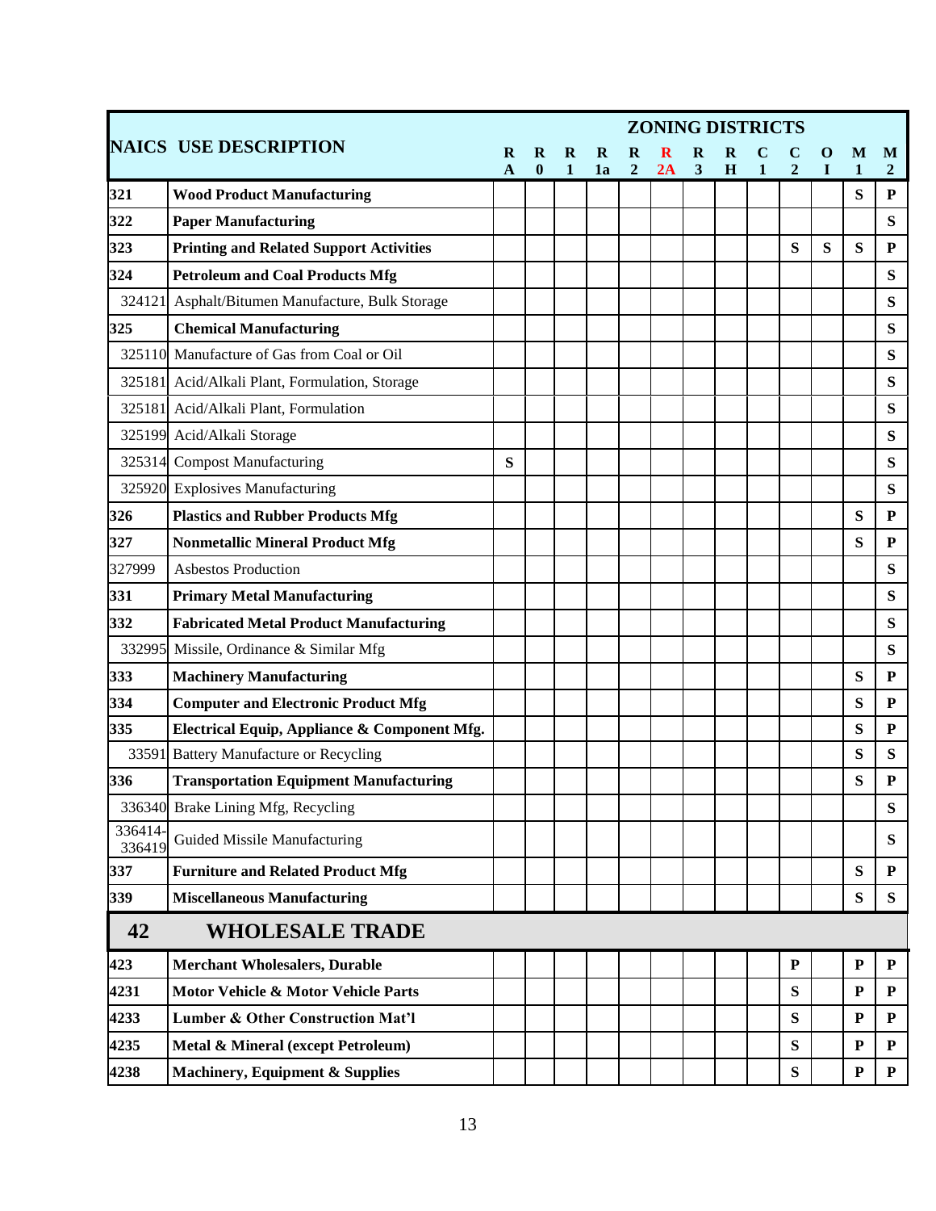| NAICS | USE DESCRIPTION | ZONING DISTRICTS | | | | | | | | | | | | |
|---|---|---|---|---|---|---|---|---|---|---|---|---|---|---|
| | | RA | R0 | R1 | R1a | R2 | R2A | R3 | RH | C1 | C2 | OI | M1 | M2 |
| **321** | **Wood Product Manufacturing** | | | | | | | | | | | | S | P |
| **322** | **Paper Manufacturing** | | | | | | | | | | | | | S |
| **323** | **Printing and Related Support Activities** | | | | | | | | | | S | S | S | P |
| **324** | **Petroleum and Coal Products Mfg** | | | | | | | | | | | | | S |
| 324121 | Asphalt/Bitumen Manufacture, Bulk Storage | | | | | | | | | | | | | S |
| **325** | **Chemical Manufacturing** | | | | | | | | | | | | | S |
| 325110 | Manufacture of Gas from Coal or Oil | | | | | | | | | | | | | S |
| 325181 | Acid/Alkali Plant, Formulation, Storage | | | | | | | | | | | | | S |
| 325181 | Acid/Alkali Plant, Formulation | | | | | | | | | | | | | S |
| 325199 | Acid/Alkali Storage | | | | | | | | | | | | | S |
| 325314 | Compost Manufacturing | S | | | | | | | | | | | | S |
| 325920 | Explosives Manufacturing | | | | | | | | | | | | | S |
| **326** | **Plastics and Rubber Products Mfg** | | | | | | | | | | | | S | P |
| **327** | **Nonmetallic Mineral Product Mfg** | | | | | | | | | | | | S | P |
| 327999 | Asbestos Production | | | | | | | | | | | | | S |
| **331** | **Primary Metal Manufacturing** | | | | | | | | | | | | | S |
| **332** | **Fabricated Metal Product Manufacturing** | | | | | | | | | | | | | S |
| 332995 | Missile, Ordinance & Similar Mfg | | | | | | | | | | | | | S |
| **333** | **Machinery Manufacturing** | | | | | | | | | | | | S | P |
| **334** | **Computer and Electronic Product Mfg** | | | | | | | | | | | | S | P |
| **335** | **Electrical Equip, Appliance & Component Mfg.** | | | | | | | | | | | | S | P |
| 33591 | Battery Manufacture or Recycling | | | | | | | | | | | | S | S |
| **336** | **Transportation Equipment Manufacturing** | | | | | | | | | | | | S | P |
| 336340 | Brake Lining Mfg, Recycling | | | | | | | | | | | | | S |
| 336414-336419 | Guided Missile Manufacturing | | | | | | | | | | | | | S |
| **337** | **Furniture and Related Product Mfg** | | | | | | | | | | | | S | P |
| **339** | **Miscellaneous Manufacturing** | | | | | | | | | | | | S | S |
| **42** | **WHOLESALE TRADE** | | | | | | | | | | | | | |
| **423** | **Merchant Wholesalers, Durable** | | | | | | | | | | P | | P | P |
| **4231** | **Motor Vehicle & Motor Vehicle Parts** | | | | | | | | | | S | | P | P |
| **4233** | **Lumber & Other Construction Mat'l** | | | | | | | | | | S | | P | P |
| **4235** | **Metal & Mineral (except Petroleum)** | | | | | | | | | | S | | P | P |
| **4238** | **Machinery, Equipment & Supplies** | | | | | | | | | | S | | P | P |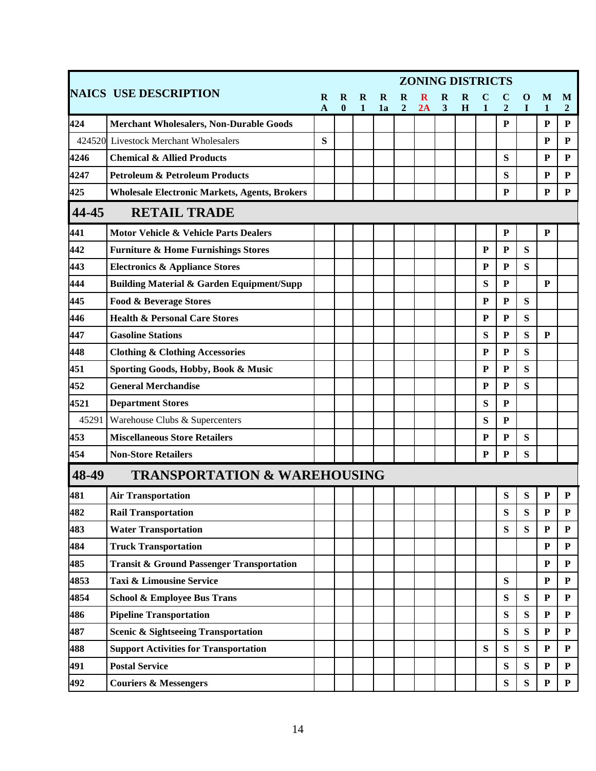| NAICS | USE DESCRIPTION | R A | R 0 | R 1 | R 1a | R 2 | R 2A | R 3 | R H | C 1 | C 2 | O I | M 1 | M 2 |
|---|---|---|---|---|---|---|---|---|---|---|---|---|---|---|
| | | ZONING DISTRICTS | | | | | | | | | | | | |
| **424** | **Merchant Wholesalers, Non-Durable Goods** | | | | | | | | | | **P** | | **P** | **P** |
| 424520 | Livestock Merchant Wholesalers | **S** | | | | | | | | | | | **P** | **P** |
| **4246** | **Chemical & Allied Products** | | | | | | | | | | **S** | | **P** | **P** |
| **4247** | **Petroleum & Petroleum Products** | | | | | | | | | | **S** | | **P** | **P** |
| **425** | **Wholesale Electronic Markets, Agents, Brokers** | | | | | | | | | | **P** | | **P** | **P** |
| **44-45** | **RETAIL TRADE** | | | | | | | | | | | | | |
| **441** | **Motor Vehicle & Vehicle Parts Dealers** | | | | | | | | | | **P** | | **P** | |
| **442** | **Furniture & Home Furnishings Stores** | | | | | | | | | **P** | **P** | **S** | | |
| **443** | **Electronics & Appliance Stores** | | | | | | | | | **P** | **P** | **S** | | |
| **444** | **Building Material & Garden Equipment/Supp** | | | | | | | | | **S** | **P** | | **P** | |
| **445** | **Food & Beverage Stores** | | | | | | | | | **P** | **P** | **S** | | |
| **446** | **Health & Personal Care Stores** | | | | | | | | | **P** | **P** | **S** | | |
| **447** | **Gasoline Stations** | | | | | | | | | **S** | **P** | **S** | **P** | |
| **448** | **Clothing & Clothing Accessories** | | | | | | | | | **P** | **P** | **S** | | |
| **451** | **Sporting Goods, Hobby, Book & Music** | | | | | | | | | **P** | **P** | **S** | | |
| **452** | **General Merchandise** | | | | | | | | | **P** | **P** | **S** | | |
| **4521** | **Department Stores** | | | | | | | | | **S** | **P** | | | |
| 45291 | Warehouse Clubs & Supercenters | | | | | | | | | **S** | **P** | | | |
| **453** | **Miscellaneous Store Retailers** | | | | | | | | | **P** | **P** | **S** | | |
| **454** | **Non-Store Retailers** | | | | | | | | | **P** | **P** | **S** | | |
| **48-49** | **TRANSPORTATION & WAREHOUSING** | | | | | | | | | | | | | |
| **481** | **Air Transportation** | | | | | | | | | | **S** | **S** | **P** | **P** |
| **482** | **Rail Transportation** | | | | | | | | | | **S** | **S** | **P** | **P** |
| **483** | **Water Transportation** | | | | | | | | | | **S** | **S** | **P** | **P** |
| **484** | **Truck Transportation** | | | | | | | | | | | | **P** | **P** |
| **485** | **Transit & Ground Passenger Transportation** | | | | | | | | | | | | **P** | **P** |
| **4853** | **Taxi & Limousine Service** | | | | | | | | | | **S** | | **P** | **P** |
| **4854** | **School & Employee Bus Trans** | | | | | | | | | | **S** | **S** | **P** | **P** |
| **486** | **Pipeline Transportation** | | | | | | | | | | **S** | **S** | **P** | **P** |
| **487** | **Scenic & Sightseeing Transportation** | | | | | | | | | | **S** | **S** | **P** | **P** |
| **488** | **Support Activities for Transportation** | | | | | | | | | **S** | **S** | **S** | **P** | **P** |
| **491** | **Postal Service** | | | | | | | | | | **S** | **S** | **P** | **P** |
| **492** | **Couriers & Messengers** | | | | | | | | | | **S** | **S** | **P** | **P** |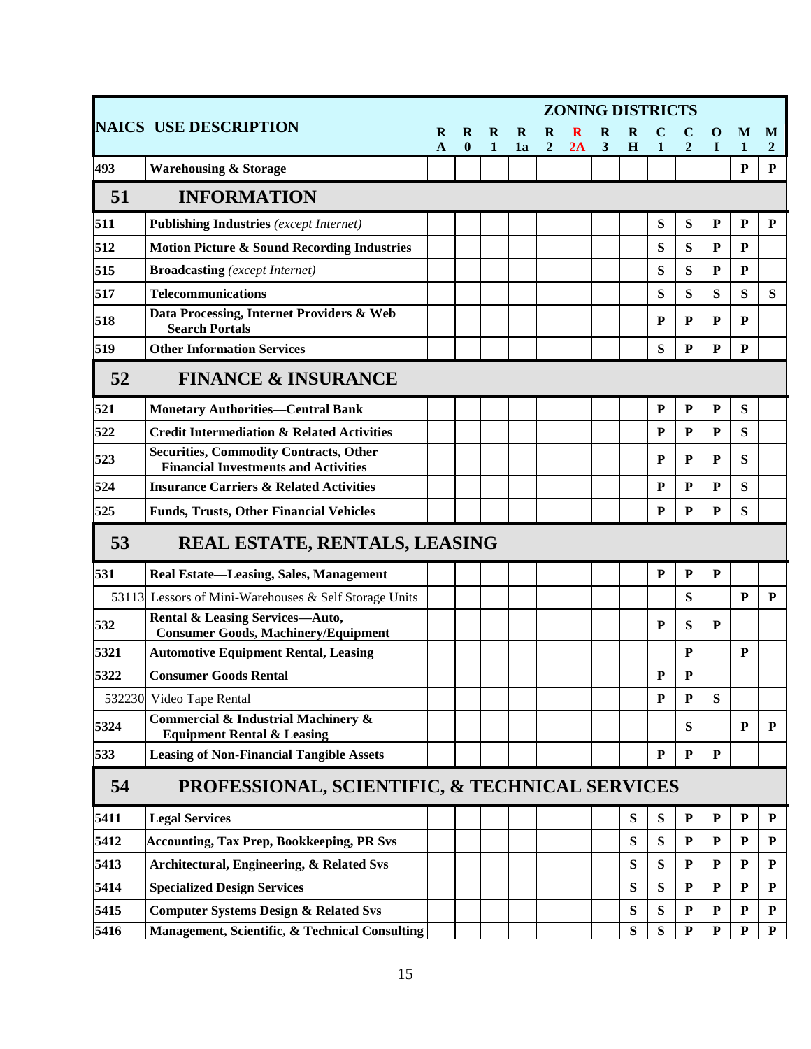| NAICS | USE DESCRIPTION | ZONING DISTRICTS | | | | | | | | | | | | |
|---|---|---|---|---|---|---|---|---|---|---|---|---|---|---|
| | | R A | R 0 | R 1 | R 1a | R 2 | R 2A | R 3 | R H | C 1 | C 2 | O I | M 1 | M 2 |
| 493 | **Warehousing & Storage** | | | | | | | | | | | | **P** | **P** |
| **51** | **INFORMATION** | | | | | | | | | | | | | |
| 511 | **Publishing Industries** *(except Internet)* | | | | | | | | | **S** | **S** | **P** | **P** | **P** |
| 512 | **Motion Picture & Sound Recording Industries** | | | | | | | | | **S** | **S** | **P** | **P** | |
| 515 | **Broadcasting** *(except Internet)* | | | | | | | | | **S** | **S** | **P** | **P** | |
| 517 | **Telecommunications** | | | | | | | | | **S** | **S** | **S** | **S** | **S** |
| 518 | **Data Processing, Internet Providers & Web Search Portals** | | | | | | | | | **P** | **P** | **P** | **P** | |
| 519 | **Other Information Services** | | | | | | | | | **S** | **P** | **P** | **P** | |
| **52** | **FINANCE & INSURANCE** | | | | | | | | | | | | | |
| 521 | **Monetary Authorities—Central Bank** | | | | | | | | | **P** | **P** | **P** | **S** | |
| 522 | **Credit Intermediation & Related Activities** | | | | | | | | | **P** | **P** | **P** | **S** | |
| 523 | **Securities, Commodity Contracts, Other Financial Investments and Activities** | | | | | | | | | **P** | **P** | **P** | **S** | |
| 524 | **Insurance Carriers & Related Activities** | | | | | | | | | **P** | **P** | **P** | **S** | |
| 525 | **Funds, Trusts, Other Financial Vehicles** | | | | | | | | | **P** | **P** | **P** | **S** | |
| **53** | **REAL ESTATE, RENTALS, LEASING** | | | | | | | | | | | | | |
| 531 | **Real Estate—Leasing, Sales, Management** | | | | | | | | | **P** | **P** | **P** | | |
| 53113 | Lessors of Mini-Warehouses & Self Storage Units | | | | | | | | | | **S** | | **P** | **P** |
| 532 | **Rental & Leasing Services—Auto, Consumer Goods, Machinery/Equipment** | | | | | | | | | **P** | **S** | **P** | | |
| 5321 | **Automotive Equipment Rental, Leasing** | | | | | | | | | | **P** | | **P** | |
| 5322 | **Consumer Goods Rental** | | | | | | | | | **P** | **P** | | | |
| 532230 | Video Tape Rental | | | | | | | | | **P** | **P** | **S** | | |
| 5324 | **Commercial & Industrial Machinery & Equipment Rental & Leasing** | | | | | | | | | | **S** | | **P** | **P** |
| 533 | **Leasing of Non-Financial Tangible Assets** | | | | | | | | | **P** | **P** | **P** | | |
| **54** | **PROFESSIONAL, SCIENTIFIC, & TECHNICAL SERVICES** | | | | | | | | | | | | | |
| 5411 | **Legal Services** | | | | | | | | **S** | **S** | **P** | **P** | **P** | **P** |
| 5412 | **Accounting, Tax Prep, Bookkeeping, PR Svs** | | | | | | | | **S** | **S** | **P** | **P** | **P** | **P** |
| 5413 | **Architectural, Engineering, & Related Svs** | | | | | | | | **S** | **S** | **P** | **P** | **P** | **P** |
| 5414 | **Specialized Design Services** | | | | | | | | **S** | **S** | **P** | **P** | **P** | **P** |
| 5415 | **Computer Systems Design & Related Svs** | | | | | | | | **S** | **S** | **P** | **P** | **P** | **P** |
| 5416 | **Management, Scientific, & Technical Consulting** | | | | | | | | **S** | **S** | **P** | **P** | **P** | **P** |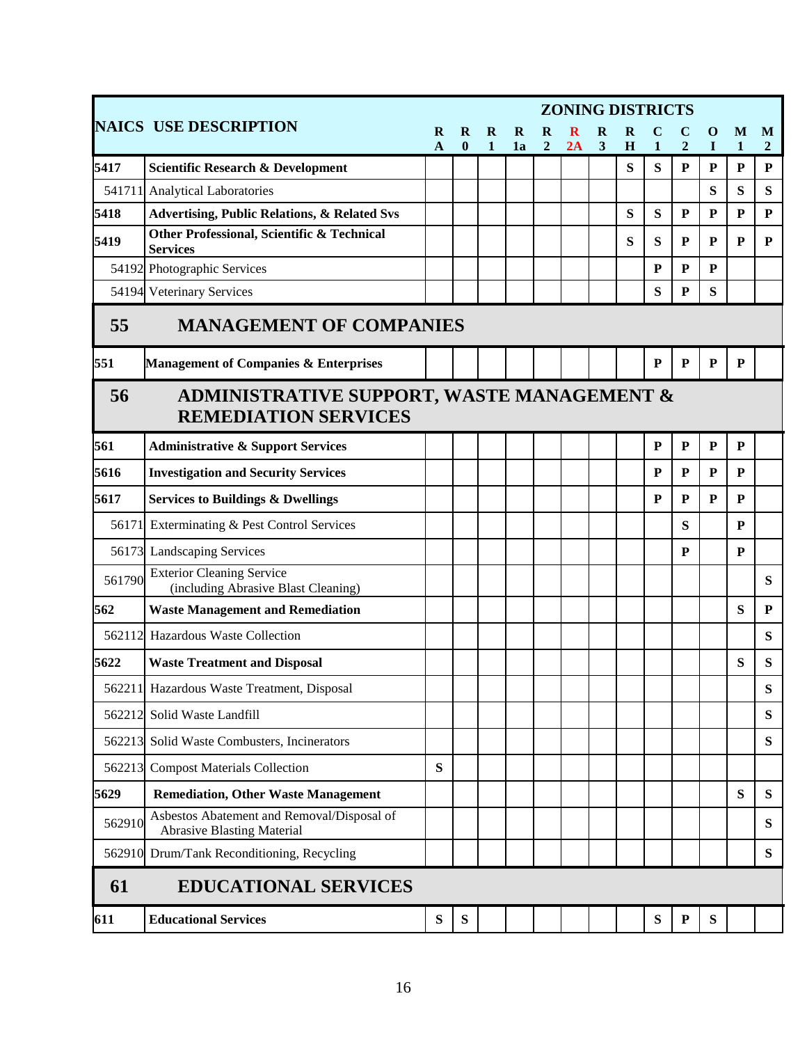| NAICS | USE DESCRIPTION | ZONING DISTRICTS | | | | | | | | | | | | |
|---|---|---|---|---|---|---|---|---|---|---|---|---|---|---|
| | | R A | R 0 | R 1 | R 1a | R 2 | R 2A | R 3 | R H | C 1 | C 2 | O I | M 1 | M 2 |
| **5417** | **Scientific Research & Development** | | | | | | | | **S** | **S** | **P** | **P** | **P** | **P** |
| 541711 | Analytical Laboratories | | | | | | | | | | | **S** | **S** | **S** |
| **5418** | **Advertising, Public Relations, & Related Svs** | | | | | | | | **S** | **S** | **P** | **P** | **P** | **P** |
| **5419** | **Other Professional, Scientific & Technical Services** | | | | | | | | **S** | **S** | **P** | **P** | **P** | **P** |
| 54192 | Photographic Services | | | | | | | | | **P** | **P** | **P** | | |
| 54194 | Veterinary Services | | | | | | | | | **S** | **P** | **S** | | |
| **55** | **MANAGEMENT OF COMPANIES** | | | | | | | | | | | | | |
| **551** | **Management of Companies & Enterprises** | | | | | | | | | **P** | **P** | **P** | **P** | |
| **56** | **ADMINISTRATIVE SUPPORT, WASTE MANAGEMENT & REMEDIATION SERVICES** | | | | | | | | | | | | | |
| **561** | **Administrative & Support Services** | | | | | | | | | **P** | **P** | **P** | **P** | |
| **5616** | **Investigation and Security Services** | | | | | | | | | **P** | **P** | **P** | **P** | |
| **5617** | **Services to Buildings & Dwellings** | | | | | | | | | **P** | **P** | **P** | **P** | |
| 56171 | Exterminating & Pest Control Services | | | | | | | | | | **S** | | **P** | |
| 56173 | Landscaping Services | | | | | | | | | | **P** | | **P** | |
| 561790 | Exterior Cleaning Service (including Abrasive Blast Cleaning) | | | | | | | | | | | | | **S** |
| **562** | **Waste Management and Remediation** | | | | | | | | | | | | **S** | **P** |
| 562112 | Hazardous Waste Collection | | | | | | | | | | | | | **S** |
| **5622** | **Waste Treatment and Disposal** | | | | | | | | | | | | **S** | **S** |
| 562211 | Hazardous Waste Treatment, Disposal | | | | | | | | | | | | | **S** |
| 562212 | Solid Waste Landfill | | | | | | | | | | | | | **S** |
| 562213 | Solid Waste Combusters, Incinerators | | | | | | | | | | | | | **S** |
| 562213 | Compost Materials Collection | **S** | | | | | | | | | | | | |
| **5629** | **Remediation, Other Waste Management** | | | | | | | | | | | | **S** | **S** |
| 562910 | Asbestos Abatement and Removal/Disposal of Abrasive Blasting Material | | | | | | | | | | | | | **S** |
| 562910 | Drum/Tank Reconditioning, Recycling | | | | | | | | | | | | | **S** |
| **61** | **EDUCATIONAL SERVICES** | | | | | | | | | | | | | |
| **611** | **Educational Services** | **S** | **S** | | | | | | | **S** | **P** | **S** | | |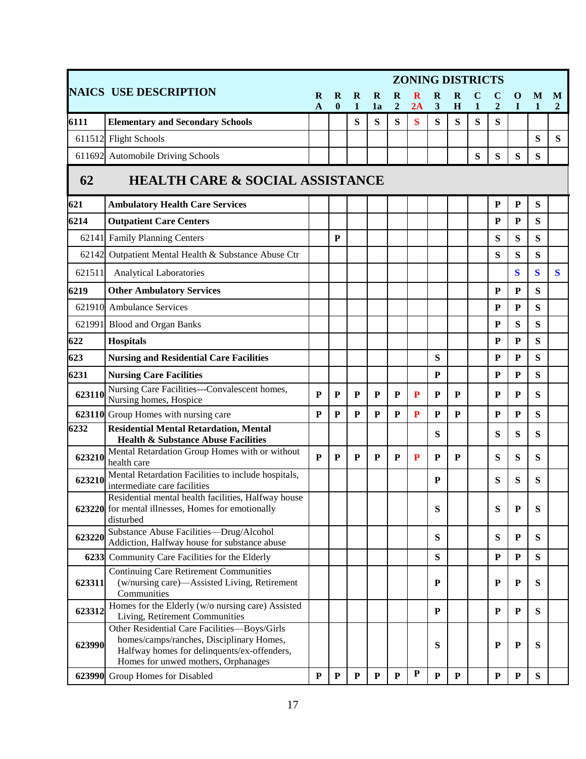| NAICS | USE DESCRIPTION | R A | R 0 | R 1 | R 1a | R 2 | R 2A | R 3 | R H | C 1 | C 2 | O I | M 1 | M 2 |
|---|---|---|---|---|---|---|---|---|---|---|---|---|---|---|
| **6111** | **Elementary and Secondary Schools** | | | S | S | S | S | S | S | S | S | | | |
| 611512 | Flight Schools | | | | | | | | | | | | S | S |
| 611692 | Automobile Driving Schools | | | | | | | | | S | S | S | S | |
| **62** | **HEALTH CARE & SOCIAL ASSISTANCE** | | | | | | | | | | | | | |
| **621** | **Ambulatory Health Care Services** | | | | | | | | | | P | P | S | |
| **6214** | **Outpatient Care Centers** | | | | | | | | | | P | P | S | |
| 62141 | Family Planning Centers | | P | | | | | | | | S | S | S | |
| 62142 | Outpatient Mental Health & Substance Abuse Ctr | | | | | | | | | | S | S | S | |
| 621511 | Analytical Laboratories | | | | | | | | | | | S | S | S |
| **6219** | **Other Ambulatory Services** | | | | | | | | | | P | P | S | |
| 621910 | Ambulance Services | | | | | | | | | | P | P | S | |
| 621991 | Blood and Organ Banks | | | | | | | | | | P | S | S | |
| **622** | **Hospitals** | | | | | | | | | | P | P | S | |
| **623** | **Nursing and Residential Care Facilities** | | | | | | | S | | | P | P | S | |
| **6231** | **Nursing Care Facilities** | | | | | | | P | | | P | P | S | |
| 623110 | Nursing Care Facilities---Convalescent homes, Nursing homes, Hospice | P | P | P | P | P | P | P | P | | P | P | S | |
| 623110 | Group Homes with nursing care | P | P | P | P | P | P | P | P | | P | P | S | |
| **6232** | **Residential Mental Retardation, Mental Health & Substance Abuse Facilities** | | | | | | | S | | | S | S | S | |
| 623210 | Mental Retardation Group Homes with or without health care | P | P | P | P | P | P | P | P | | S | S | S | |
| 623210 | Mental Retardation Facilities to include hospitals, intermediate care facilities | | | | | | | P | | | S | S | S | |
| 623220 | Residential mental health facilities, Halfway house for mental illnesses, Homes for emotionally disturbed | | | | | | | S | | | S | P | S | |
| 623220 | Substance Abuse Facilities—Drug/Alcohol Addiction, Halfway house for substance abuse | | | | | | | S | | | S | P | S | |
| 6233 | Community Care Facilities for the Elderly | | | | | | | S | | | P | P | S | |
| 623311 | Continuing Care Retirement Communities (w/nursing care)—Assisted Living, Retirement Communities | | | | | | | P | | | P | P | S | |
| 623312 | Homes for the Elderly (w/o nursing care) Assisted Living, Retirement Communities | | | | | | | P | | | P | P | S | |
| 623990 | Other Residential Care Facilities—Boys/Girls homes/camps/ranches, Disciplinary Homes, Halfway homes for delinquents/ex-offenders, Homes for unwed mothers, Orphanages | | | | | | | S | | | P | P | S | |
| 623990 | Group Homes for Disabled | P | P | P | P | P | P | P | P | | P | P | S | |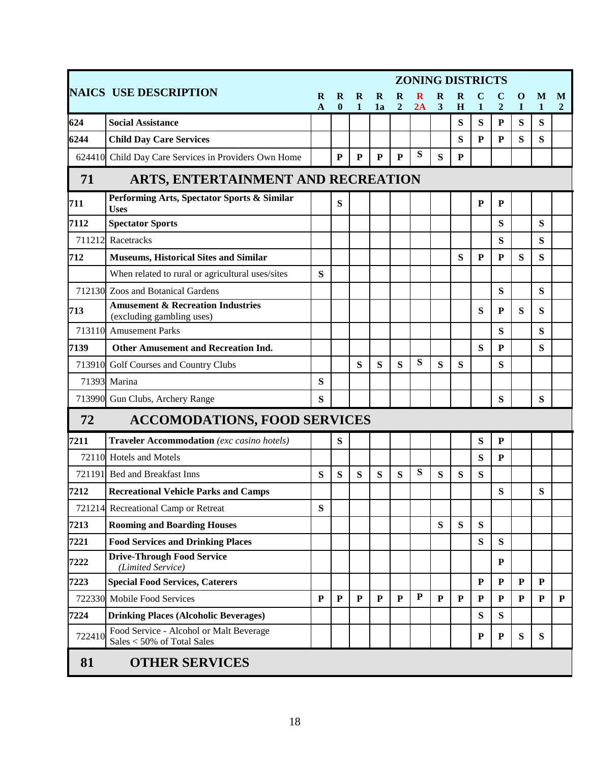| NAICS | USE DESCRIPTION | ZONING DISTRICTS | | | | | | | | | | | | |
|---|---|---|---|---|---|---|---|---|---|---|---|---|---|---|
| | | RA | R0 | R1 | R1a | R2 | R2A | R3 | RH | C1 | C2 | OI | M1 | M2 |
| **624** | **Social Assistance** | | | | | | | | S | S | P | S | S | |
| **6244** | **Child Day Care Services** | | | | | | | | S | P | P | S | S | |
| 624410 | Child Day Care Services in Providers Own Home | | P | P | P | P | S | S | P | | | | | |
| **71** | **ARTS, ENTERTAINMENT AND RECREATION** | | | | | | | | | | | | | |
| **711** | **Performing Arts, Spectator Sports & Similar Uses** | | S | | | | | | | P | P | | | |
| **7112** | **Spectator Sports** | | | | | | | | | | S | | S | |
| 711212 | Racetracks | | | | | | | | | | S | | S | |
| **712** | **Museums, Historical Sites and Similar** | | | | | | | | S | P | P | S | S | |
| | When related to rural or agricultural uses/sites | S | | | | | | | | | | | | |
| 712130 | Zoos and Botanical Gardens | | | | | | | | | | S | | S | |
| **713** | **Amusement & Recreation Industries** (excluding gambling uses) | | | | | | | | | S | P | S | S | |
| 713110 | Amusement Parks | | | | | | | | | | S | | S | |
| **7139** | **Other Amusement and Recreation Ind.** | | | | | | | | | S | P | | S | |
| 713910 | Golf Courses and Country Clubs | | | S | S | S | S | S | S | | S | | | |
| 71393 | Marina | S | | | | | | | | | | | | |
| 713990 | Gun Clubs, Archery Range | S | | | | | | | | | S | | S | |
| **72** | **ACCOMODATIONS, FOOD SERVICES** | | | | | | | | | | | | | |
| **7211** | **Traveler Accommodation** *(exc casino hotels)* | | S | | | | | | | S | P | | | |
| 72110 | Hotels and Motels | | | | | | | | | S | P | | | |
| 721191 | Bed and Breakfast Inns | S | S | S | S | S | S | S | S | S | | | | |
| **7212** | **Recreational Vehicle Parks and Camps** | | | | | | | | | | S | | S | |
| 721214 | Recreational Camp or Retreat | S | | | | | | | | | | | | |
| **7213** | **Rooming and Boarding Houses** | | | | | | | S | S | S | | | | |
| **7221** | **Food Services and Drinking Places** | | | | | | | | | S | S | | | |
| **7222** | **Drive-Through Food Service** *(Limited Service)* | | | | | | | | | | P | | | |
| **7223** | **Special Food Services, Caterers** | | | | | | | | | P | P | P | P | |
| 722330 | Mobile Food Services | P | P | P | P | P | P | P | P | P | P | P | P | P |
| **7224** | **Drinking Places (Alcoholic Beverages)** | | | | | | | | | S | S | | | |
| 722410 | Food Service - Alcohol or Malt Beverage Sales < 50% of Total Sales | | | | | | | | | P | P | S | S | |
| **81** | **OTHER SERVICES** | | | | | | | | | | | | | |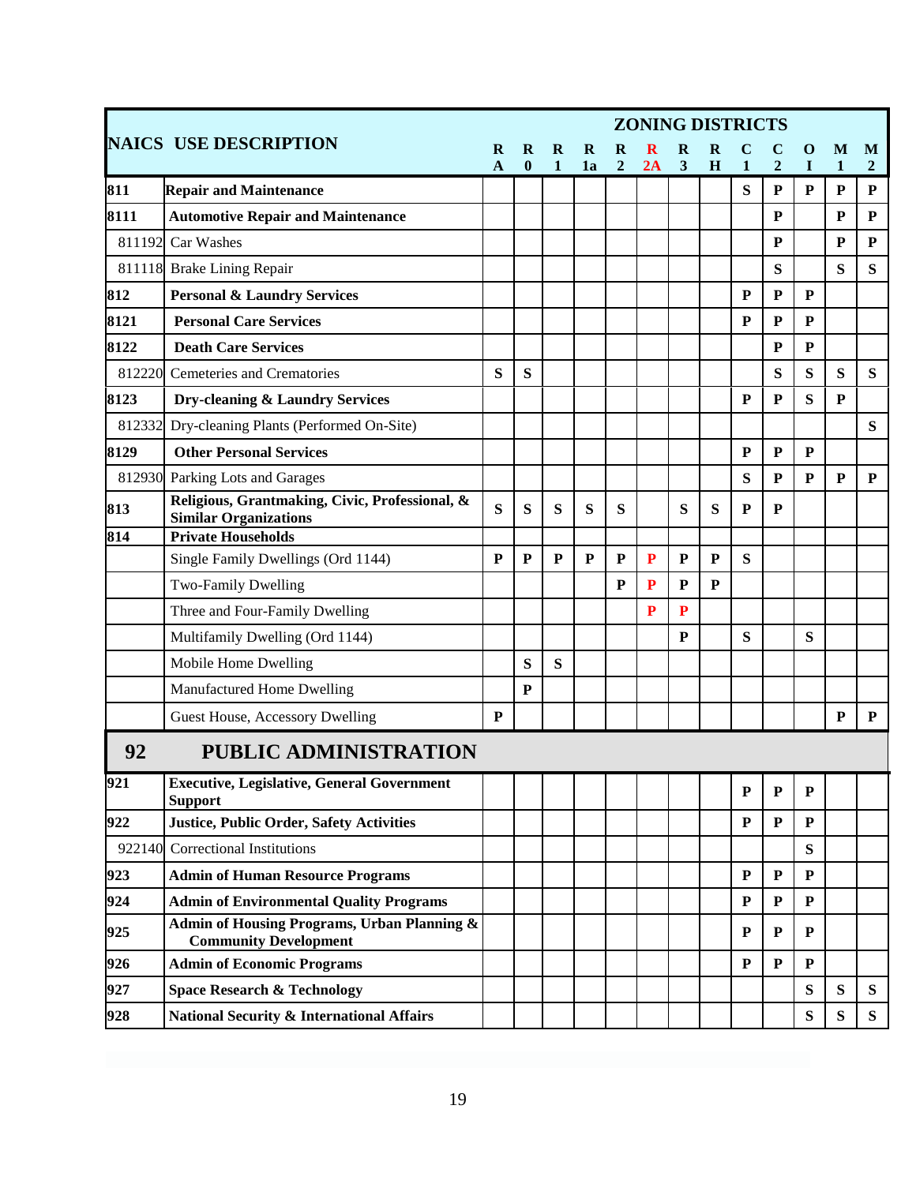| NAICS | USE DESCRIPTION | ZONING DISTRICTS | | | | | | | | | | | | |
|---|---|---|---|---|---|---|---|---|---|---|---|---|---|---|
| | | R A | R 0 | R 1 | R 1a | R 2 | R 2A | R 3 | R H | C 1 | C 2 | O I | M 1 | M 2 |
| **811** | **Repair and Maintenance** | | | | | | | | | S | P | P | P | P |
| **8111** | **Automotive Repair and Maintenance** | | | | | | | | | | P | | P | P |
| 811192 | Car Washes | | | | | | | | | | P | | P | P |
| 811118 | Brake Lining Repair | | | | | | | | | | S | | S | S |
| **812** | **Personal & Laundry Services** | | | | | | | | | P | P | P | | |
| **8121** | **Personal Care Services** | | | | | | | | | P | P | P | | |
| **8122** | **Death Care Services** | | | | | | | | | | P | P | | |
| 812220 | Cemeteries and Crematories | S | S | | | | | | | | S | S | S | S |
| **8123** | **Dry-cleaning & Laundry Services** | | | | | | | | | P | P | S | P | |
| 812332 | Dry-cleaning Plants (Performed On-Site) | | | | | | | | | | | | | S |
| **8129** | **Other Personal Services** | | | | | | | | | P | P | P | | |
| 812930 | Parking Lots and Garages | | | | | | | | | S | P | P | P | P |
| **813** | **Religious, Grantmaking, Civic, Professional, & Similar Organizations** | S | S | S | S | S | | S | S | P | P | | | |
| **814** | **Private Households** | | | | | | | | | | | | | |
| | Single Family Dwellings (Ord 1144) | P | P | P | P | P | P | P | P | S | | | | |
| | Two-Family Dwelling | | | | | P | P | P | P | | | | | |
| | Three and Four-Family Dwelling | | | | | | P | P | | | | | | |
| | Multifamily Dwelling (Ord 1144) | | | | | | | P | | S | | S | | |
| | Mobile Home Dwelling | | S | S | | | | | | | | | | |
| | Manufactured Home Dwelling | | P | | | | | | | | | | | |
| | Guest House, Accessory Dwelling | P | | | | | | | | | | | P | P |
| **92** | **PUBLIC ADMINISTRATION** | | | | | | | | | | | | | |
| **921** | **Executive, Legislative, General Government Support** | | | | | | | | | P | P | P | | |
| **922** | **Justice, Public Order, Safety Activities** | | | | | | | | | P | P | P | | |
| 922140 | Correctional Institutions | | | | | | | | | | | S | | |
| **923** | **Admin of Human Resource Programs** | | | | | | | | | P | P | P | | |
| **924** | **Admin of Environmental Quality Programs** | | | | | | | | | P | P | P | | |
| **925** | **Admin of Housing Programs, Urban Planning & Community Development** | | | | | | | | | P | P | P | | |
| **926** | **Admin of Economic Programs** | | | | | | | | | P | P | P | | |
| **927** | **Space Research & Technology** | | | | | | | | | | | S | S | S |
| **928** | **National Security & International Affairs** | | | | | | | | | | | S | S | S |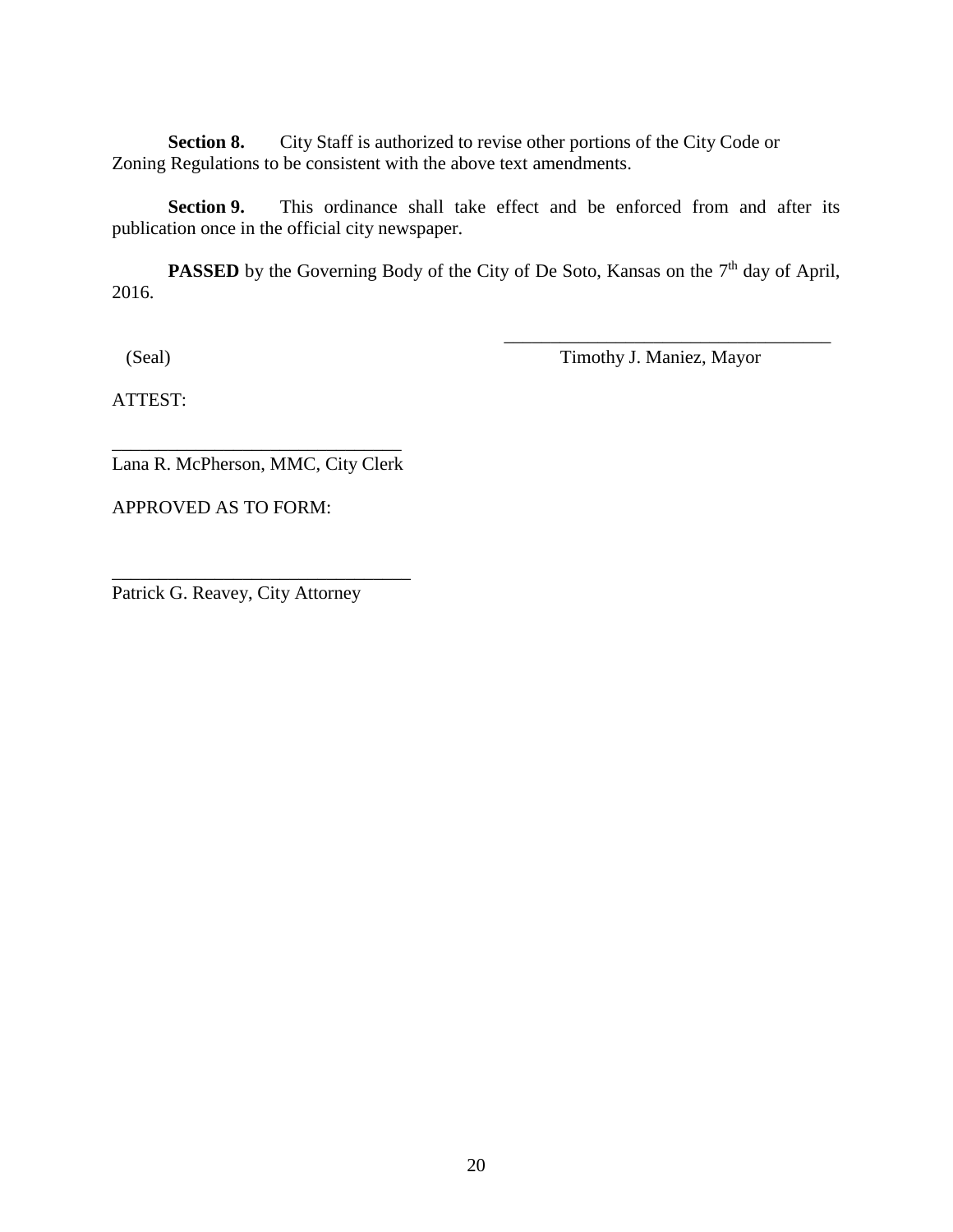**Section 8.** City Staff is authorized to revise other portions of the City Code or Zoning Regulations to be consistent with the above text amendments.

**Section 9.** This ordinance shall take effect and be enforced from and after its publication once in the official city newspaper.

**PASSED** by the Governing Body of the City of De Soto, Kansas on the 7th day of April, 2016.

(Seal)

\_\_\_\_\_\_\_\_\_\_\_\_\_\_\_\_\_\_\_\_\_\_\_\_\_\_\_\_\_\_\_\_\_\_\_\_
Timothy J. Maniez, Mayor

ATTEST:

\_\_\_\_\_\_\_\_\_\_\_\_\_\_\_\_\_\_\_\_\_\_\_\_\_\_\_\_\_\_\_\_
Lana R. McPherson, MMC, City Clerk

APPROVED AS TO FORM:

\_\_\_\_\_\_\_\_\_\_\_\_\_\_\_\_\_\_\_\_\_\_\_\_\_\_\_\_\_\_\_\_\_
Patrick G. Reavey, City Attorney